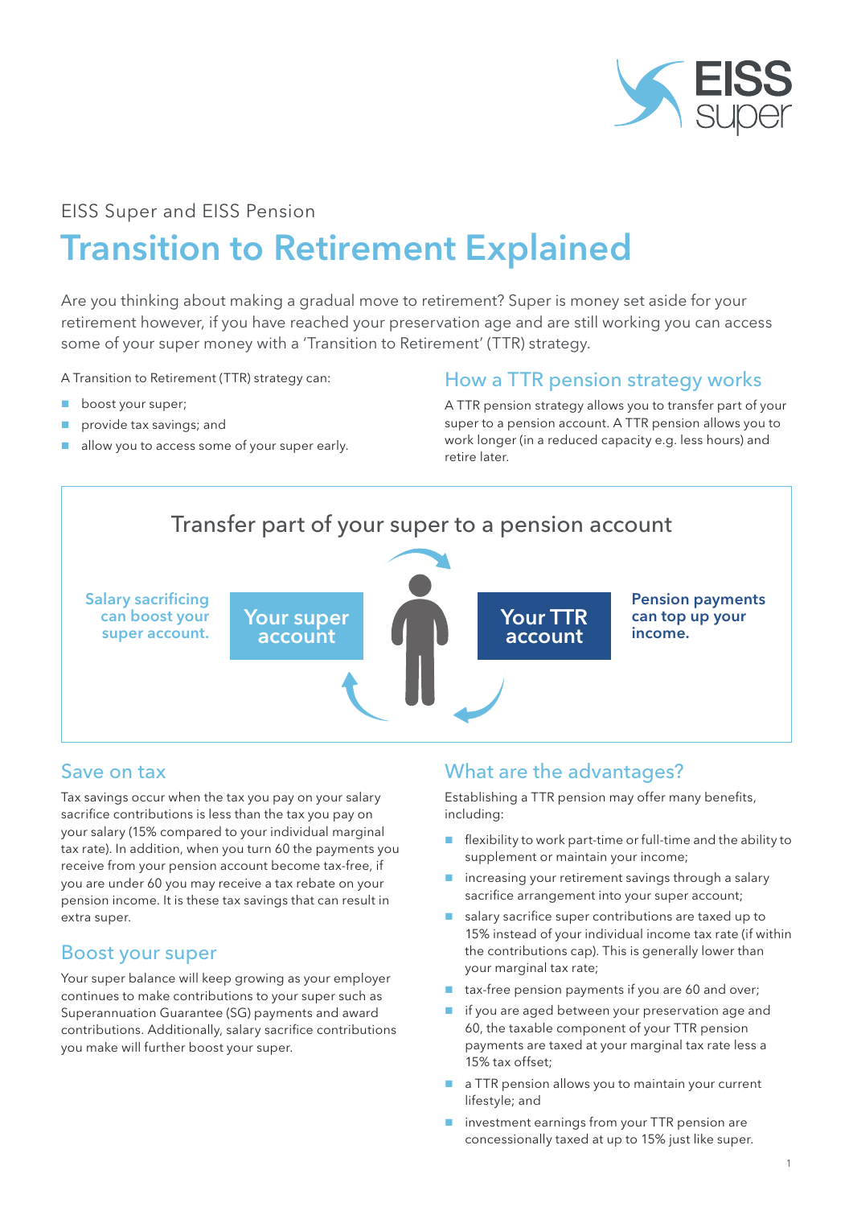EISS Super and EISS Pension

# Transition to Retirement Explained

Are you thinking about making a gradual move to retirement? Super is money set aside for your retirement however, if you have reached your preservation age and are still working you can access some of your super money with a 'Transition to Retirement' (TTR) strategy.

A Transition to Retirement (TTR) strategy can:

- boost your super;
- provide tax savings; and
- allow you to access some of your super early.

## How a TTR pension strategy works

A TTR pension strategy allows you to transfer part of your super to a pension account. A TTR pension allows you to work longer (in a reduced capacity e.g. less hours) and retire later.

### Transfer part of your super to a pension account

**Salary sacrificing can boost your super account.**

**Your super account**

**Your TTR account**

**Pension payments can top up your income.**

## Save on tax

Tax savings occur when the tax you pay on your salary sacrifice contributions is less than the tax you pay on your salary (15% compared to your individual marginal tax rate). In addition, when you turn 60 the payments you receive from your pension account become tax-free, if you are under 60 you may receive a tax rebate on your pension income. It is these tax savings that can result in extra super.

## Boost your super

Your super balance will keep growing as your employer continues to make contributions to your super such as Superannuation Guarantee (SG) payments and award contributions. Additionally, salary sacrifice contributions you make will further boost your super.

## What are the advantages?

Establishing a TTR pension may offer many benefits, including:

- flexibility to work part-time or full-time and the ability to supplement or maintain your income;
- increasing your retirement savings through a salary sacrifice arrangement into your super account;
- salary sacrifice super contributions are taxed up to 15% instead of your individual income tax rate (if within the contributions cap). This is generally lower than your marginal tax rate;
- tax-free pension payments if you are 60 and over;
- if you are aged between your preservation age and 60, the taxable component of your TTR pension payments are taxed at your marginal tax rate less a 15% tax offset;
- a TTR pension allows you to maintain your current lifestyle; and
- investment earnings from your TTR pension are concessionally taxed at up to 15% just like super.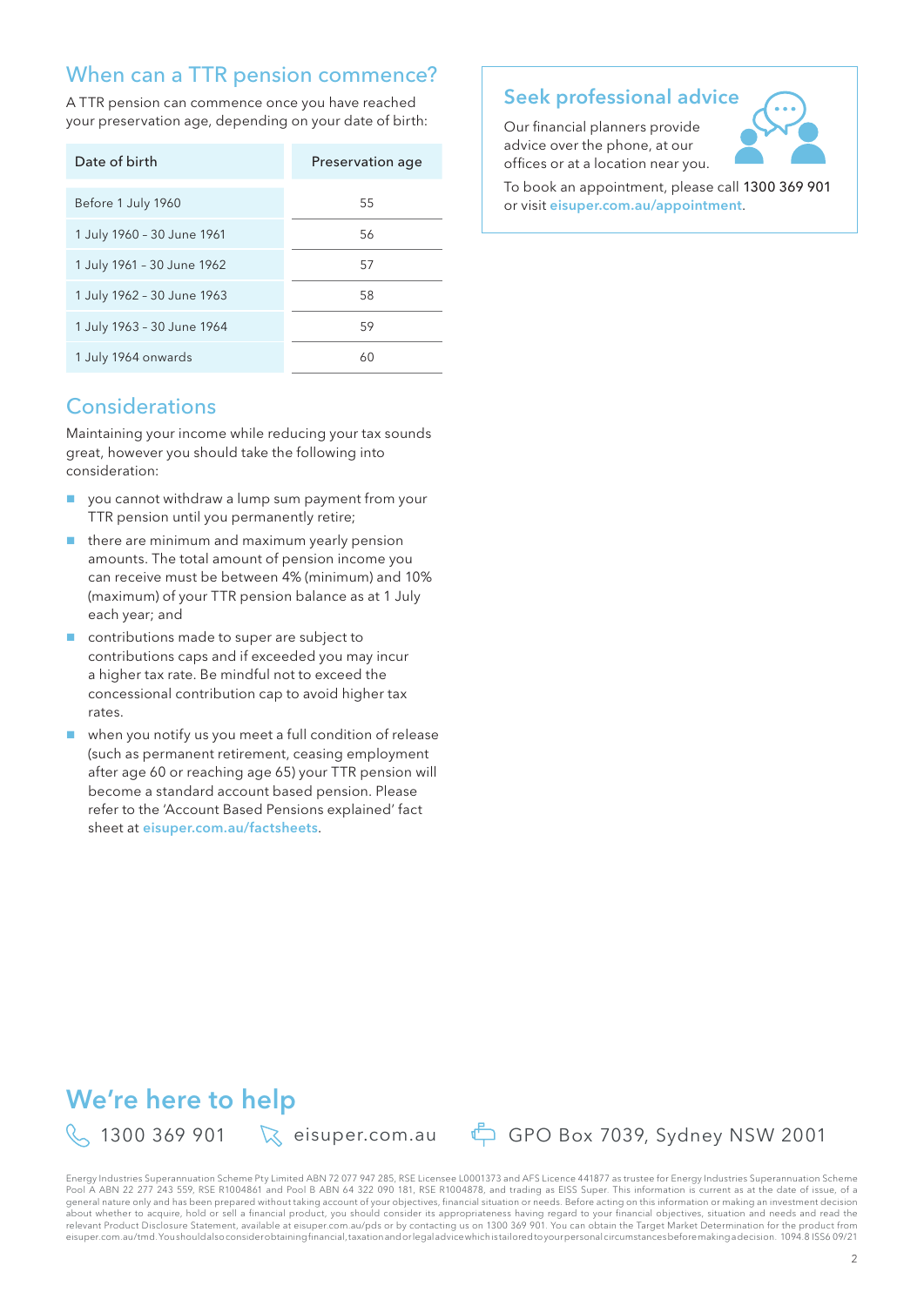## When can a TTR pension commence?

A TTR pension can commence once you have reached your preservation age, depending on your date of birth:

| Date of birth | Preservation age |
|---|---|
| Before 1 July 1960 | 55 |
| 1 July 1960 – 30 June 1961 | 56 |
| 1 July 1961 – 30 June 1962 | 57 |
| 1 July 1962 – 30 June 1963 | 58 |
| 1 July 1963 – 30 June 1964 | 59 |
| 1 July 1964 onwards | 60 |

## Considerations

Maintaining your income while reducing your tax sounds great, however you should take the following into consideration:

- you cannot withdraw a lump sum payment from your TTR pension until you permanently retire;
- there are minimum and maximum yearly pension amounts. The total amount of pension income you can receive must be between 4% (minimum) and 10% (maximum) of your TTR pension balance as at 1 July each year; and
- contributions made to super are subject to contributions caps and if exceeded you may incur a higher tax rate. Be mindful not to exceed the concessional contribution cap to avoid higher tax rates.
- when you notify us you meet a full condition of release (such as permanent retirement, ceasing employment after age 60 or reaching age 65) your TTR pension will become a standard account based pension. Please refer to the 'Account Based Pensions explained' fact sheet at **eisuper.com.au/factsheets**.

## Seek professional advice

Our financial planners provide advice over the phone, at our offices or at a location near you.

To book an appointment, please call 1300 369 901 or visit **eisuper.com.au/appointment**.

## We're here to help

1300 369 901 eisuper.com.au GPO Box 7039, Sydney NSW 2001

Energy Industries Superannuation Scheme Pty Limited ABN 72 077 947 285, RSE Licensee L0001373 and AFS Licence 441877 as trustee for Energy Industries Superannuation Scheme Pool A ABN 22 277 243 559, RSE R1004861 and Pool B ABN 64 322 090 181, RSE R1004878, and trading as EISS Super. This information is current as at the date of issue, of a general nature only and has been prepared without taking account of your objectives, financial situation or needs. Before acting on this information or making an investment decision about whether to acquire, hold or sell a financial product, you should consider its appropriateness having regard to your financial objectives, situation and needs and read the relevant Product Disclosure Statement, available at eisuper.com.au/pds or by contacting us on 1300 369 901. You can obtain the Target Market Determination for the product from eisuper.com.au/tmd. You should also consider obtaining financial, taxation and or legal advice which is tailored to your personal circumstances before making a decision. 1094.8 ISS6 09/21